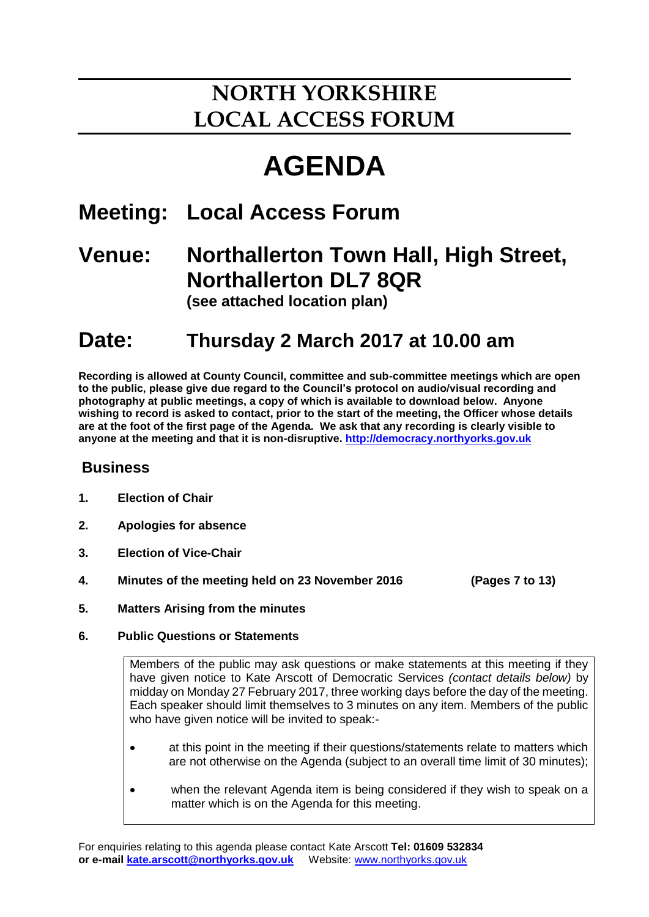# NORTH YORKSHIRE LOCAL ACCESS FORUM

# AGENDA

## Meeting: Local Access Forum

## Venue: Northallerton Town Hall, High Street, Northallerton DL7 8QR

**(see attached location plan)**

## Date: Thursday 2 March 2017 at 10.00 am

**Recording is allowed at County Council, committee and sub-committee meetings which are open to the public, please give due regard to the Council's protocol on audio/visual recording and photography at public meetings, a copy of which is available to download below. Anyone wishing to record is asked to contact, prior to the start of the meeting, the Officer whose details are at the foot of the first page of the Agenda. We ask that any recording is clearly visible to anyone at the meeting and that it is non-disruptive. [http://democracy.northyorks.gov.uk](http://democracy.northyorks.gov.uk)**

### Business

**1. Election of Chair**

**2. Apologies for absence**

**3. Election of Vice-Chair**

**4. Minutes of the meeting held on 23 November 2016 (Pages 7 to 13)**

**5. Matters Arising from the minutes**

**6. Public Questions or Statements**

> Members of the public may ask questions or make statements at this meeting if they have given notice to Kate Arscott of Democratic Services *(contact details below)* by midday on Monday 27 February 2017, three working days before the day of the meeting. Each speaker should limit themselves to 3 minutes on any item. Members of the public who have given notice will be invited to speak:-
>
> - at this point in the meeting if their questions/statements relate to matters which are not otherwise on the Agenda (subject to an overall time limit of 30 minutes);
> - when the relevant Agenda item is being considered if they wish to speak on a matter which is on the Agenda for this meeting.

For enquiries relating to this agenda please contact Kate Arscott **Tel: 01609 532834 or e-mail [kate.arscott@northyorks.gov.uk](mailto:kate.arscott@northyorks.gov.uk)** Website: [www.northyorks.gov.uk](http://www.northyorks.gov.uk)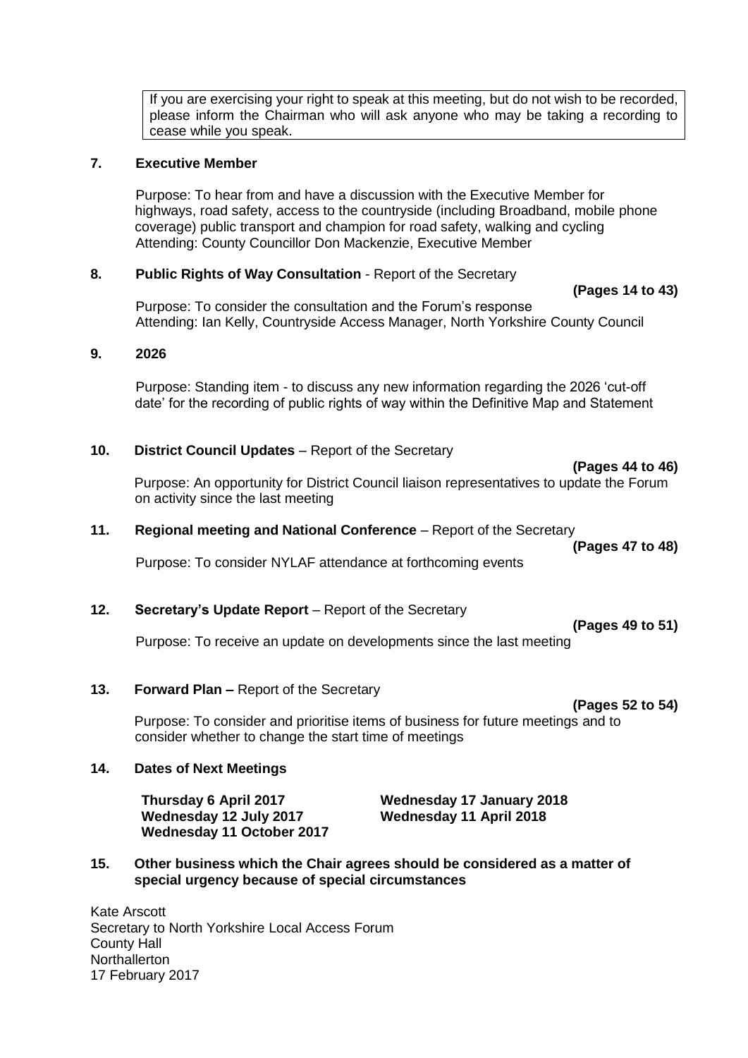If you are exercising your right to speak at this meeting, but do not wish to be recorded, please inform the Chairman who will ask anyone who may be taking a recording to cease while you speak.

**7. Executive Member**

Purpose: To hear from and have a discussion with the Executive Member for highways, road safety, access to the countryside (including Broadband, mobile phone coverage) public transport and champion for road safety, walking and cycling
Attending: County Councillor Don Mackenzie, Executive Member

**8. Public Rights of Way Consultation** - Report of the Secretary

**(Pages 14 to 43)**

Purpose: To consider the consultation and the Forum's response
Attending: Ian Kelly, Countryside Access Manager, North Yorkshire County Council

**9. 2026**

Purpose: Standing item - to discuss any new information regarding the 2026 'cut-off date' for the recording of public rights of way within the Definitive Map and Statement

**10. District Council Updates** – Report of the Secretary

**(Pages 44 to 46)**

Purpose: An opportunity for District Council liaison representatives to update the Forum on activity since the last meeting

**11. Regional meeting and National Conference** – Report of the Secretary

**(Pages 47 to 48)**

Purpose: To consider NYLAF attendance at forthcoming events

**12. Secretary's Update Report** – Report of the Secretary

**(Pages 49 to 51)**

Purpose: To receive an update on developments since the last meeting

**13. Forward Plan –** Report of the Secretary

**(Pages 52 to 54)**

Purpose: To consider and prioritise items of business for future meetings and to consider whether to change the start time of meetings

**14. Dates of Next Meetings**

**Thursday 6 April 2017**
**Wednesday 12 July 2017**
**Wednesday 11 October 2017**
**Wednesday 17 January 2018**
**Wednesday 11 April 2018**

**15. Other business which the Chair agrees should be considered as a matter of special urgency because of special circumstances**

Kate Arscott
Secretary to North Yorkshire Local Access Forum
County Hall
Northallerton
17 February 2017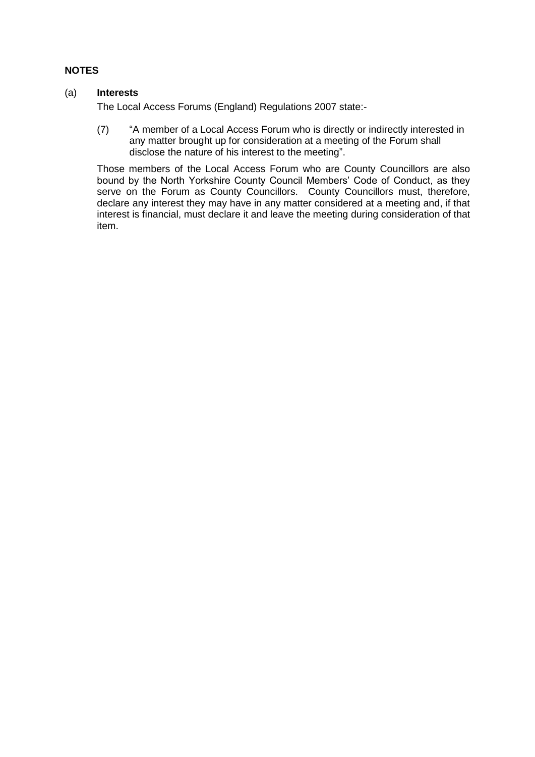**NOTES**

(a) **Interests**

The Local Access Forums (England) Regulations 2007 state:-

(7) "A member of a Local Access Forum who is directly or indirectly interested in any matter brought up for consideration at a meeting of the Forum shall disclose the nature of his interest to the meeting".

Those members of the Local Access Forum who are County Councillors are also bound by the North Yorkshire County Council Members' Code of Conduct, as they serve on the Forum as County Councillors. County Councillors must, therefore, declare any interest they may have in any matter considered at a meeting and, if that interest is financial, must declare it and leave the meeting during consideration of that item.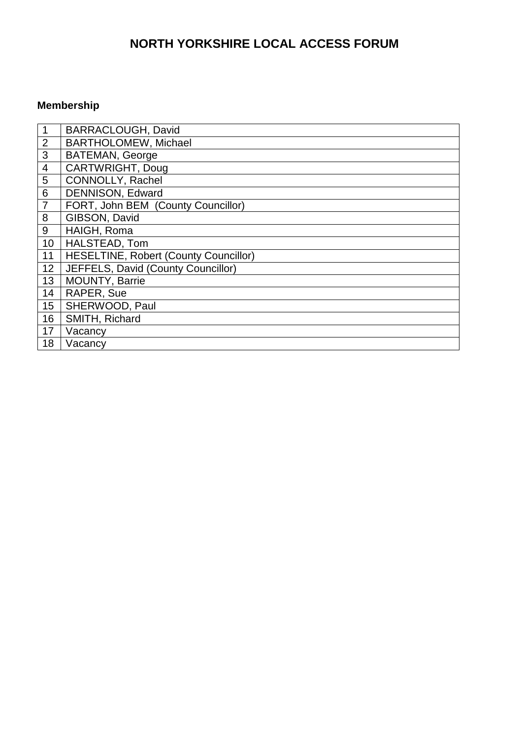# NORTH YORKSHIRE LOCAL ACCESS FORUM

**Membership**

| | |
|---|---|
| 1 | BARRACLOUGH, David |
| 2 | BARTHOLOMEW, Michael |
| 3 | BATEMAN, George |
| 4 | CARTWRIGHT, Doug |
| 5 | CONNOLLY, Rachel |
| 6 | DENNISON, Edward |
| 7 | FORT, John BEM (County Councillor) |
| 8 | GIBSON, David |
| 9 | HAIGH, Roma |
| 10 | HALSTEAD, Tom |
| 11 | HESELTINE, Robert (County Councillor) |
| 12 | JEFFELS, David (County Councillor) |
| 13 | MOUNTY, Barrie |
| 14 | RAPER, Sue |
| 15 | SHERWOOD, Paul |
| 16 | SMITH, Richard |
| 17 | Vacancy |
| 18 | Vacancy |